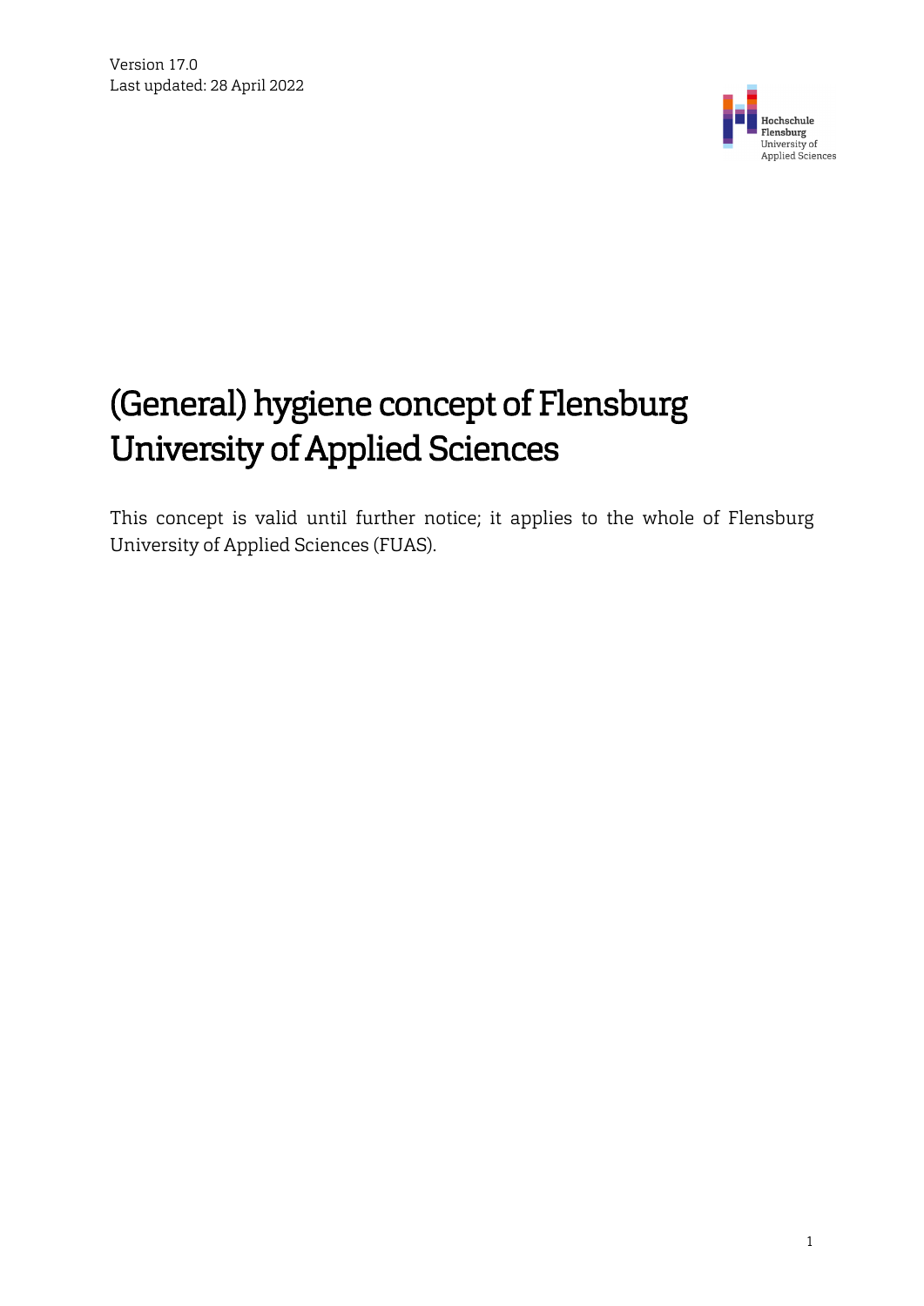Version 17.0
Last updated: 28 April 2022

# (General) hygiene concept of Flensburg University of Applied Sciences

This concept is valid until further notice; it applies to the whole of Flensburg University of Applied Sciences (FUAS).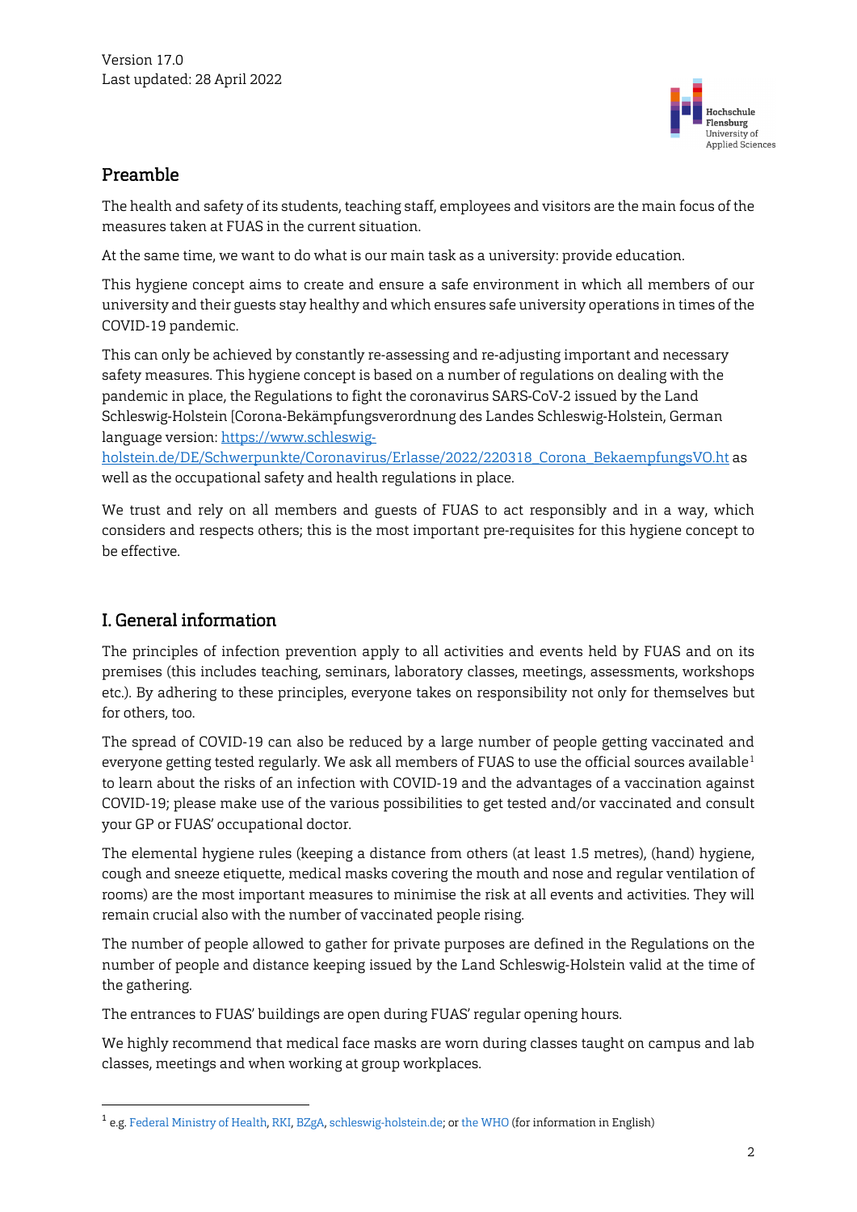Version 17.0
Last updated: 28 April 2022

## Preamble

The health and safety of its students, teaching staff, employees and visitors are the main focus of the measures taken at FUAS in the current situation.

At the same time, we want to do what is our main task as a university: provide education.

This hygiene concept aims to create and ensure a safe environment in which all members of our university and their guests stay healthy and which ensures safe university operations in times of the COVID-19 pandemic.

This can only be achieved by constantly re-assessing and re-adjusting important and necessary safety measures. This hygiene concept is based on a number of regulations on dealing with the pandemic in place, the Regulations to fight the coronavirus SARS-CoV-2 issued by the Land Schleswig-Holstein [Corona-Bekämpfungsverordnung des Landes Schleswig-Holstein, German language version: https://www.schleswig-holstein.de/DE/Schwerpunkte/Coronavirus/Erlasse/2022/220318_Corona_BekaempfungsVO.ht as well as the occupational safety and health regulations in place.

We trust and rely on all members and guests of FUAS to act responsibly and in a way, which considers and respects others; this is the most important pre-requisites for this hygiene concept to be effective.

## I. General information

The principles of infection prevention apply to all activities and events held by FUAS and on its premises (this includes teaching, seminars, laboratory classes, meetings, assessments, workshops etc.). By adhering to these principles, everyone takes on responsibility not only for themselves but for others, too.

The spread of COVID-19 can also be reduced by a large number of people getting vaccinated and everyone getting tested regularly. We ask all members of FUAS to use the official sources available[1] to learn about the risks of an infection with COVID-19 and the advantages of a vaccination against COVID-19; please make use of the various possibilities to get tested and/or vaccinated and consult your GP or FUAS' occupational doctor.

The elemental hygiene rules (keeping a distance from others (at least 1.5 metres), (hand) hygiene, cough and sneeze etiquette, medical masks covering the mouth and nose and regular ventilation of rooms) are the most important measures to minimise the risk at all events and activities. They will remain crucial also with the number of vaccinated people rising.

The number of people allowed to gather for private purposes are defined in the Regulations on the number of people and distance keeping issued by the Land Schleswig-Holstein valid at the time of the gathering.

The entrances to FUAS' buildings are open during FUAS' regular opening hours.

We highly recommend that medical face masks are worn during classes taught on campus and lab classes, meetings and when working at group workplaces.

---

[1] e.g. Federal Ministry of Health, RKI, BZgA, schleswig-holstein.de; or the WHO (for information in English)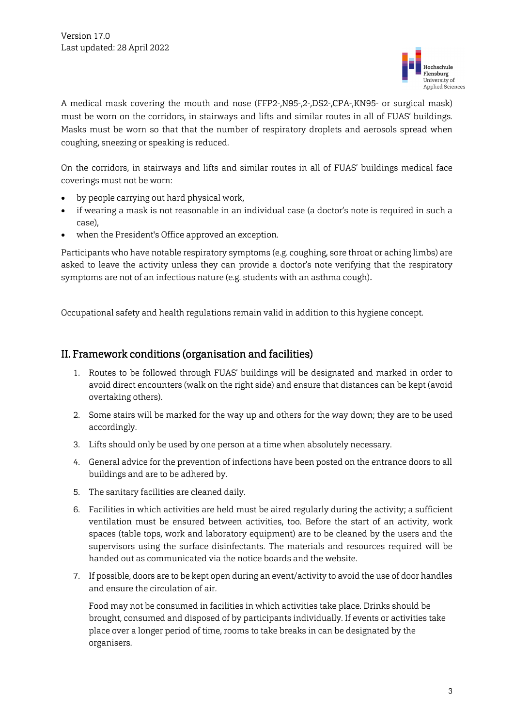A medical mask covering the mouth and nose (FFP2-,N95-,2-,DS2-,CPA-,KN95- or surgical mask) must be worn on the corridors, in stairways and lifts and similar routes in all of FUAS' buildings. Masks must be worn so that that the number of respiratory droplets and aerosols spread when coughing, sneezing or speaking is reduced.

On the corridors, in stairways and lifts and similar routes in all of FUAS' buildings medical face coverings must not be worn:

- by people carrying out hard physical work,
- if wearing a mask is not reasonable in an individual case (a doctor's note is required in such a case),
- when the President's Office approved an exception.

Participants who have notable respiratory symptoms (e.g. coughing, sore throat or aching limbs) are asked to leave the activity unless they can provide a doctor's note verifying that the respiratory symptoms are not of an infectious nature (e.g. students with an asthma cough).

Occupational safety and health regulations remain valid in addition to this hygiene concept.

## II. Framework conditions (organisation and facilities)

1. Routes to be followed through FUAS' buildings will be designated and marked in order to avoid direct encounters (walk on the right side) and ensure that distances can be kept (avoid overtaking others).
2. Some stairs will be marked for the way up and others for the way down; they are to be used accordingly.
3. Lifts should only be used by one person at a time when absolutely necessary.
4. General advice for the prevention of infections have been posted on the entrance doors to all buildings and are to be adhered by.
5. The sanitary facilities are cleaned daily.
6. Facilities in which activities are held must be aired regularly during the activity; a sufficient ventilation must be ensured between activities, too. Before the start of an activity, work spaces (table tops, work and laboratory equipment) are to be cleaned by the users and the supervisors using the surface disinfectants. The materials and resources required will be handed out as communicated via the notice boards and the website.
7. If possible, doors are to be kept open during an event/activity to avoid the use of door handles and ensure the circulation of air.

   Food may not be consumed in facilities in which activities take place. Drinks should be brought, consumed and disposed of by participants individually. If events or activities take place over a longer period of time, rooms to take breaks in can be designated by the organisers.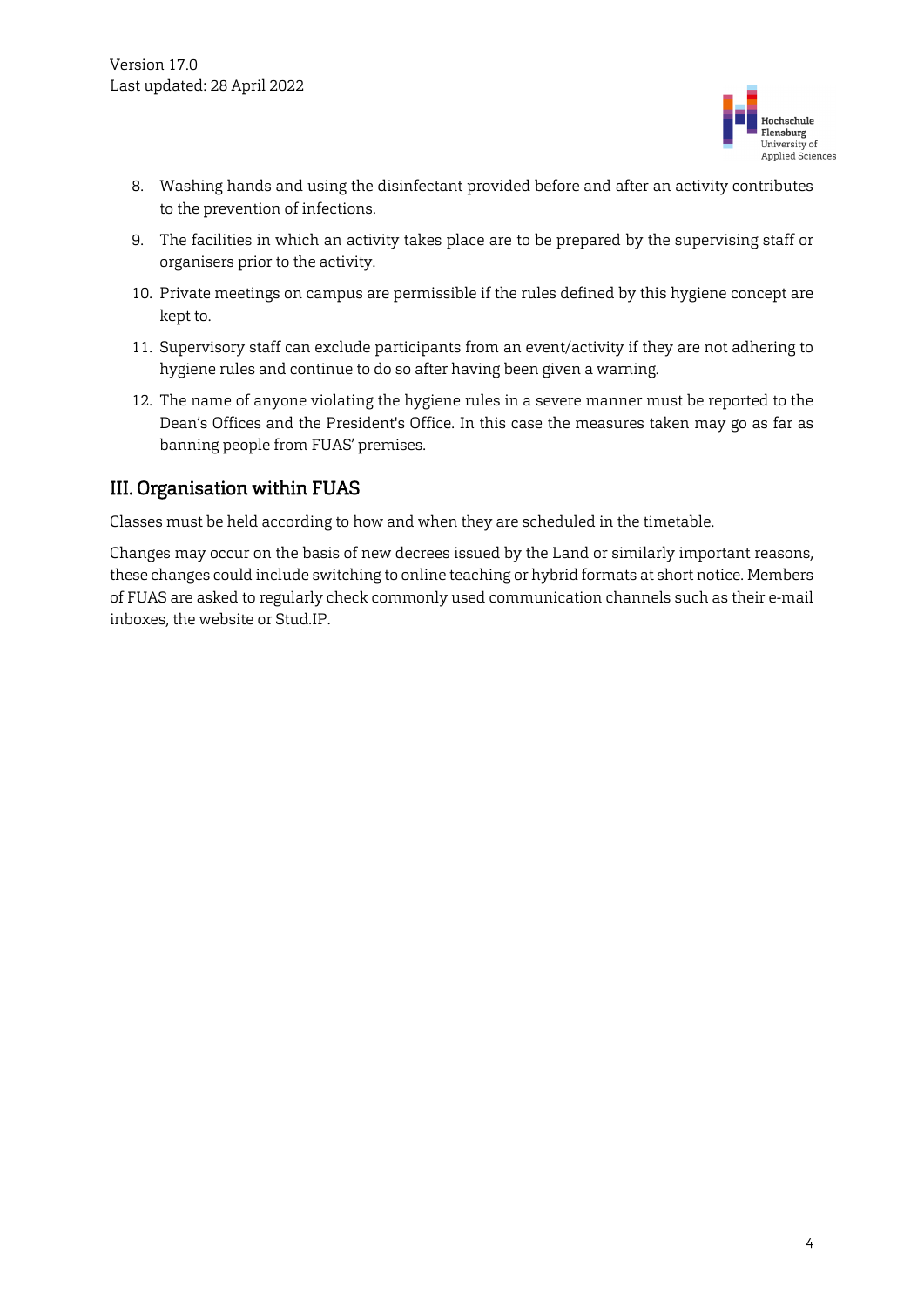8. Washing hands and using the disinfectant provided before and after an activity contributes to the prevention of infections.
9. The facilities in which an activity takes place are to be prepared by the supervising staff or organisers prior to the activity.
10. Private meetings on campus are permissible if the rules defined by this hygiene concept are kept to.
11. Supervisory staff can exclude participants from an event/activity if they are not adhering to hygiene rules and continue to do so after having been given a warning.
12. The name of anyone violating the hygiene rules in a severe manner must be reported to the Dean's Offices and the President's Office. In this case the measures taken may go as far as banning people from FUAS' premises.

## III. Organisation within FUAS

Classes must be held according to how and when they are scheduled in the timetable.

Changes may occur on the basis of new decrees issued by the Land or similarly important reasons, these changes could include switching to online teaching or hybrid formats at short notice. Members of FUAS are asked to regularly check commonly used communication channels such as their e-mail inboxes, the website or Stud.IP.